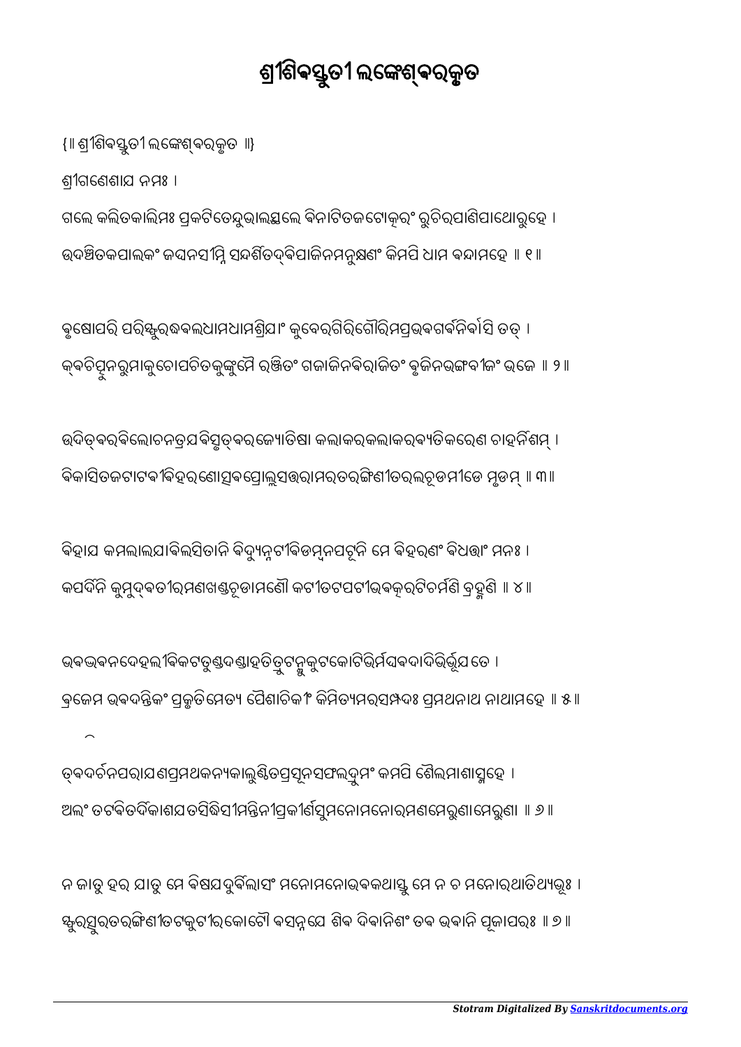# ଶ୍ରୀଶିବସ୍ତୁତୀ ଲଙ୍କେଶ୍ଵରକୃତ

{॥ ଶ୍ରୀଶିବସ୍ତୁତୀ ଲଙ୍କେଶ୍ଵରକୃତ ॥}

ଶ୍ରୀଗଣେଶାଯ ନମଃ ।

ଗଲେ କଲିତକାଲିମଃ ପ୍ରକଟିତେନ୍ଦୁଭାଲସ୍ଥଲେ ବିନାଟିତଜଟୋତ୍କରଂ ରୁଚିରପାଣିପାଥୋରୁହେ ।
ଉଦଞ୍ଚିତକପାଲକଂ ଜଘନସୀମ୍ନି ସନ୍ଦର୍ଶିତଦ୍ଵିପାଜିନମନୁକ୍ଷଣଂ କିମପି ଧାମ ବନ୍ଦାମହେ ॥ ୧॥

ବୃଷୋପରି ପରିସ୍ଫୁରଦ୍ଧବଲଧାମଧାମଶ୍ରିଯାଂ କୁବେରଗିରିଗୌରିମପ୍ରଭବଗର୍ବନିର୍ବାସି ତତ୍ ।
କ୍ଵଚିତ୍ପୁନରୁମାକୁଚୋପଚିତକୁଙ୍କୁମୈ ରଞ୍ଜିତଂ ଗଜାଜିନବିରାଜିତଂ ବୃଜିନଭଙ୍ଗବୀଜଂ ଭଜେ ॥ ୨॥

ଉଦିତ୍ଵରବିଲୋଚନତ୍ରଯବିସୃତ୍ଵରଜ୍ୟୋତିଷା କଲାକରକଲାକରବ୍ୟତିକରେଣ ଚାହର୍ନିଶମ୍ ।
ବିକାସିତଜଟାଟବୀବିହରଣୋତ୍ସବପ୍ରୋଲ୍ଲସତ୍ତରାମରତରଙ୍ଗିଣୀତରଲଚୂଡମୀଡେ ମୃଡମ୍ ॥ ୩॥

ବିହାଯ କମଲାଲଯାବିଲସିତାନି ବିଦ୍ୟୁନ୍ନଟୀବିଡମ୍ବନପଟୂନି ମେ ବିହରଣଂ ବିଧତ୍ତାଂ ମନଃ ।
କପର୍ଦିନି କୁମୁଦ୍ଵତୀରମଣଖଣ୍ଡଚୂଡାମଣୌ କଟୀତଟପଟୀଭବତ୍କରଟିଚର୍ମଣି ବ୍ରହ୍ମଣି ॥ ୪॥

ଭବଦ୍ଭବନଦେହଲୀବିକଟତୁଣ୍ଡଦଣ୍ଡାହତିତ୍ରୁଟନ୍ମୁକୁଟକୋଟିଭିର୍ମଘବଦାଦିଭିର୍ଭୂଯତେ ।
ବ୍ରଜେମ ଭବଦନ୍ତିକଂ ପ୍ରକୃତିମେତ୍ୟ ପୈଶାଚିକୀଂ କିମିତ୍ୟମରସମ୍ପଦଃ ପ୍ରମଥନାଥ ନାଥାମହେ ॥ ୫॥

ତ୍ଵଦର୍ଚନପରାଯଣପ୍ରମଥକନ୍ୟକାଲୁଣ୍ଠିତପ୍ରସୂନସଫଲଦ୍ରୁମଂ କମପି ଶୈଲମାଶାସ୍ମହେ ।
ଅଲଂ ତଟବିତର୍ଦିକାଶଯିତସିଦ୍ଧିସୀମନ୍ତିନୀପ୍ରକୀର୍ଣସୁମନୋମନୋରମଣମେରୁଣାମେରୁଣା ॥ ୬॥

ନ ଜାତୁ ହର ଯାତୁ ମେ ବିଷଯଦୁର୍ବିଲାସଂ ମନୋମନୋଭବକଥାସ୍ତୁ ମେ ନ ଚ ମନୋରଥାତିଥ୍ୟଭୂଃ ।
ସ୍ଫୁରତ୍ସୁରତରଙ୍ଗିଣୀତଟକୁଟୀରକୋଟୌ ବସନ୍ନଯେ ଶିବ ଦିବାନିଶଂ ତବ ଭବାନି ପୂଜାପରଃ ॥ ୭॥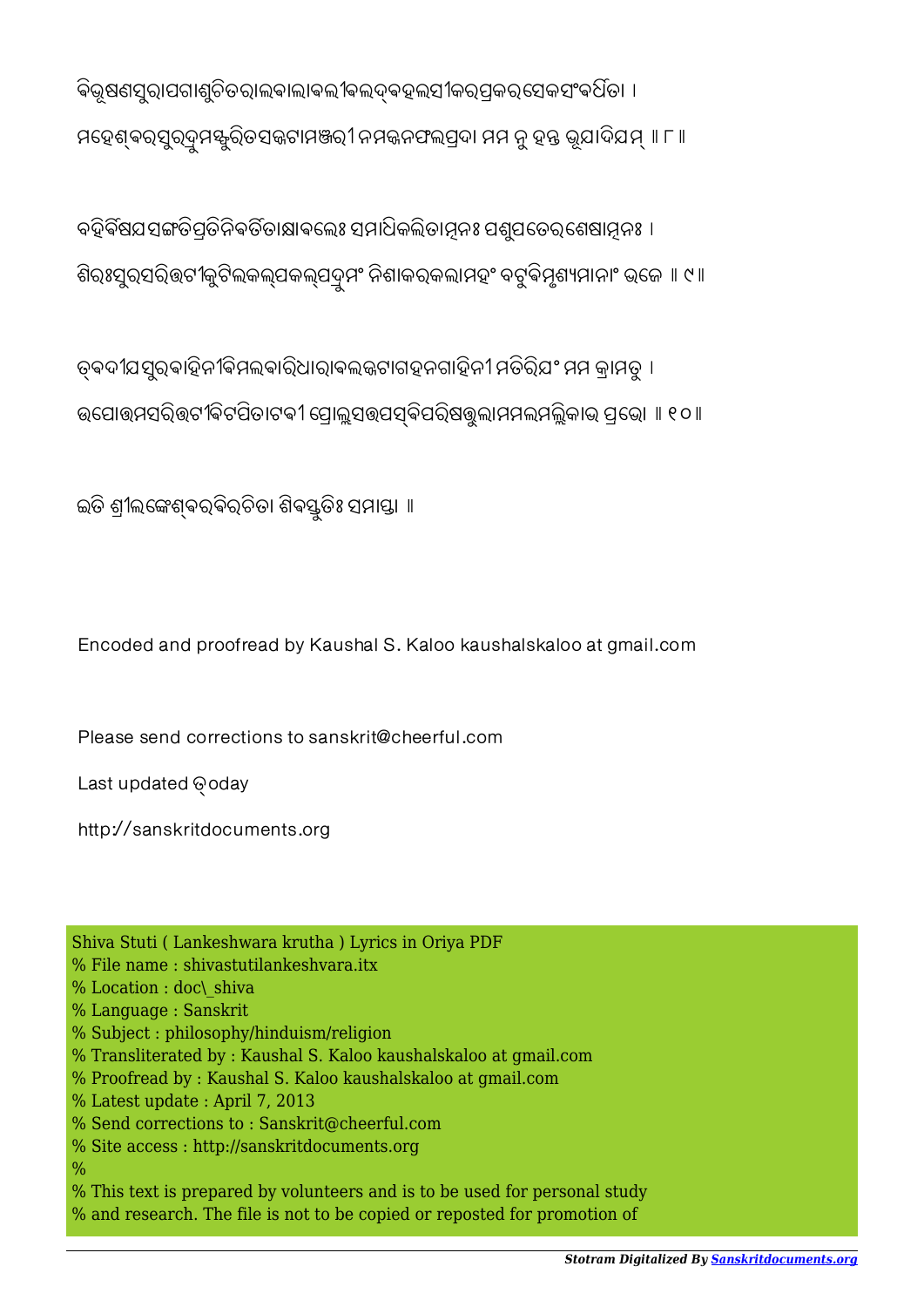ବିଭୂଷଣସୁରାପଗାଶୁଚିତରାଲବାଲାବଲୀବିଲଦ୍ବହଲସୀକରପ୍ରକରସେକସଂବର୍ଧିତା ।
ମହେଶ୍ବରସୁରଦ୍ରୁମସ୍ଫୁରିତସଜ୍ଜଟାମଞ୍ଜରୀ ନମଜ୍ଜନଫଲପ୍ରଦା ମମ ନୁ ହନ୍ତ ଭୂଯାଦିଯମ୍ ॥ ୮॥

ବହିର୍ବିଷଯସଙ୍ଗତିପ୍ରତିନିବର୍ତିତାକ୍ଷାବଲେଃ ସମାଧିକଲିତାତ୍ମନଃ ପଶୁପତେରଶେଷାତ୍ମନଃ ।
ଶିରଃସୁରସରିତ୍ତଟୀକୁଟିଲକଲ୍ପକଲ୍ପଦ୍ରୁମଂ ନିଶାକରକଲାମହଂ ବଟୁବିମୃଶ୍ୟମାନାଂ ଭଜେ ॥ ୯॥

ତ୍ବଦୀଯସୁରବାହିନୀବିମଲବାରିଧାରାବଲଜ୍ଜଟାଗହନଗାହିନୀ ମତିରିଯଂ ମମ କ୍ରାମତୁ ।
ଉପୋତ୍ତମସରିତ୍ତଟୀବିଟପିତାଟବୀ ପ୍ରୋଲ୍ଲସତ୍ତପସ୍ବିପରିଷତ୍ତୁଲାମମଲମଲ୍ଲିକାଭ ପ୍ରଭୋ ॥ ୧୦॥

ଇତି ଶ୍ରୀଲଙ୍କେଶ୍ବରବିରଚିତା ଶିବସ୍ତୁତିଃ ସମାପ୍ତା ॥

Encoded and proofread by Kaushal S. Kaloo kaushalskaloo at gmail.com

Please send corrections to sanskrit@cheerful.com

Last updated ତ୍oday

http://sanskritdocuments.org

Shiva Stuti ( Lankeshwara krutha ) Lyrics in Oriya PDF
% File name : shivastutilankeshvara.itx
% Location : doc\_shiva
% Language : Sanskrit
% Subject : philosophy/hinduism/religion
% Transliterated by : Kaushal S. Kaloo kaushalskaloo at gmail.com
% Proofread by : Kaushal S. Kaloo kaushalskaloo at gmail.com
% Latest update : April 7, 2013
% Send corrections to : Sanskrit@cheerful.com
% Site access : http://sanskritdocuments.org
%
% This text is prepared by volunteers and is to be used for personal study
% and research. The file is not to be copied or reposted for promotion of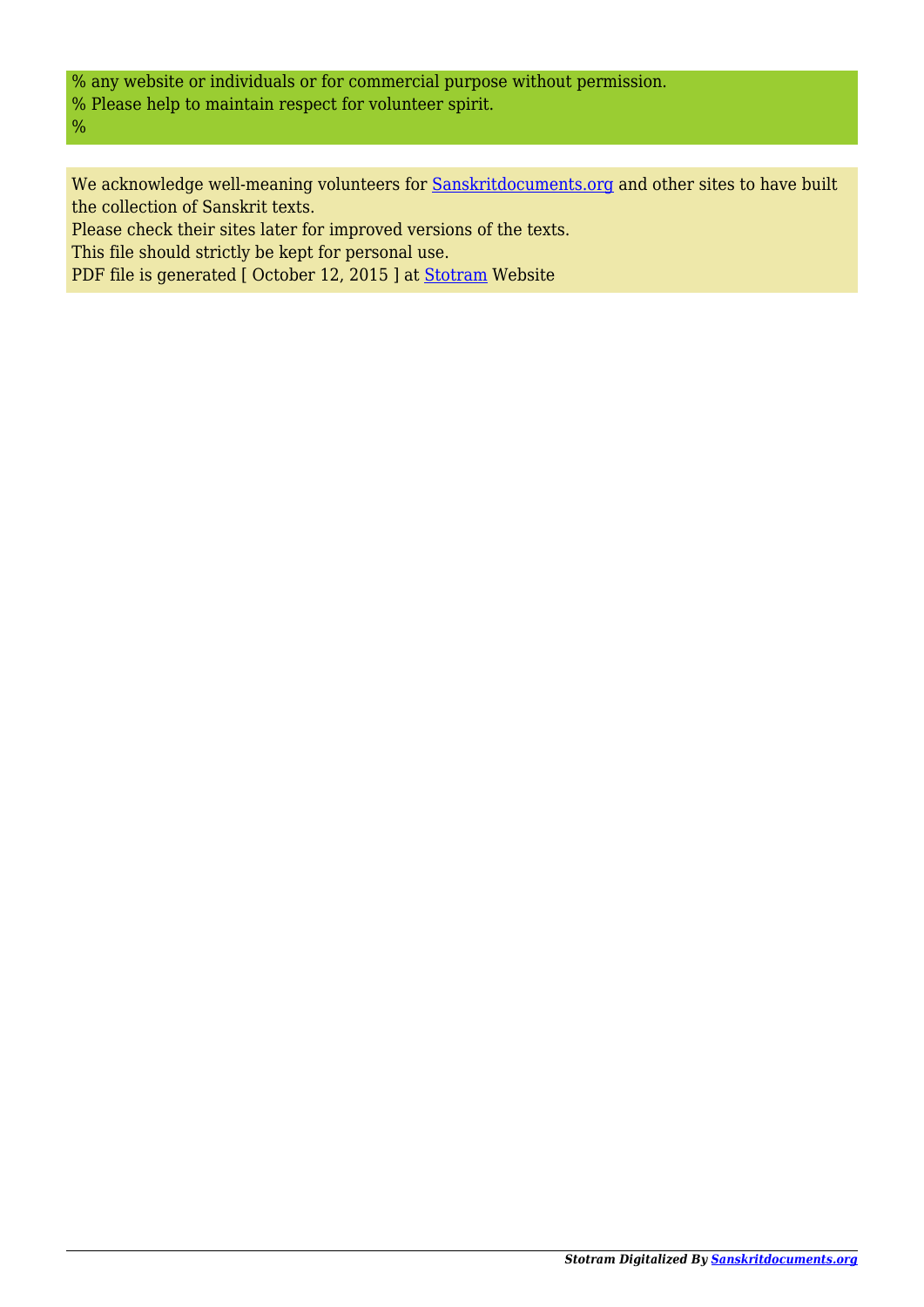% any website or individuals or for commercial purpose without permission.
% Please help to maintain respect for volunteer spirit.
%

We acknowledge well-meaning volunteers for Sanskritdocuments.org and other sites to have built the collection of Sanskrit texts.
Please check their sites later for improved versions of the texts.
This file should strictly be kept for personal use.
PDF file is generated [ October 12, 2015 ] at Stotram Website